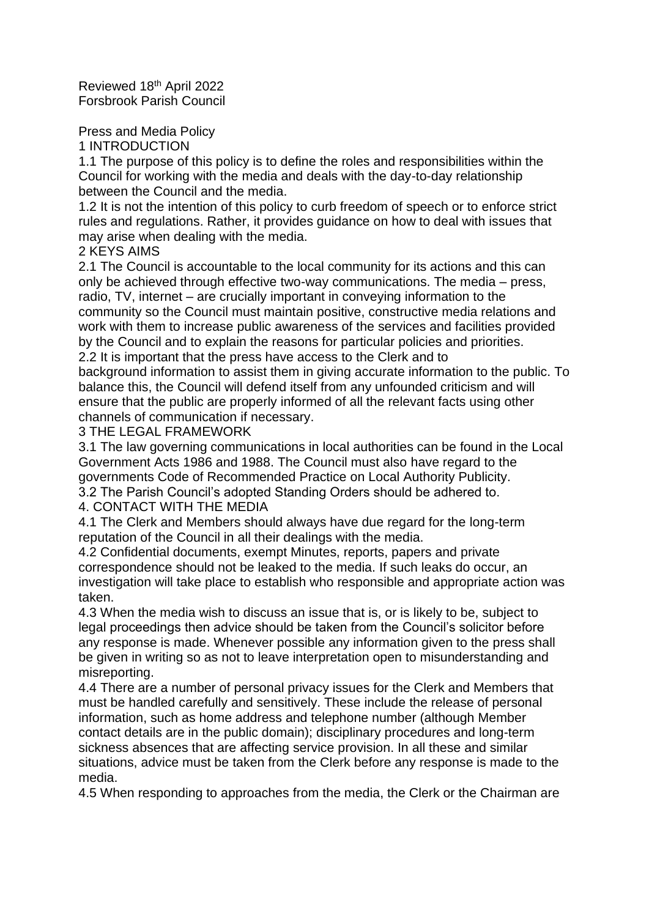Reviewed 18th April 2022
Forsbrook Parish Council

Press and Media Policy

## 1 INTRODUCTION

1.1 The purpose of this policy is to define the roles and responsibilities within the Council for working with the media and deals with the day-to-day relationship between the Council and the media.

1.2 It is not the intention of this policy to curb freedom of speech or to enforce strict rules and regulations. Rather, it provides guidance on how to deal with issues that may arise when dealing with the media.

## 2 KEYS AIMS

2.1 The Council is accountable to the local community for its actions and this can only be achieved through effective two-way communications. The media – press, radio, TV, internet – are crucially important in conveying information to the community so the Council must maintain positive, constructive media relations and work with them to increase public awareness of the services and facilities provided by the Council and to explain the reasons for particular policies and priorities.

2.2 It is important that the press have access to the Clerk and to background information to assist them in giving accurate information to the public. To balance this, the Council will defend itself from any unfounded criticism and will ensure that the public are properly informed of all the relevant facts using other channels of communication if necessary.

## 3 THE LEGAL FRAMEWORK

3.1 The law governing communications in local authorities can be found in the Local Government Acts 1986 and 1988. The Council must also have regard to the governments Code of Recommended Practice on Local Authority Publicity.

3.2 The Parish Council's adopted Standing Orders should be adhered to.

## 4. CONTACT WITH THE MEDIA

4.1 The Clerk and Members should always have due regard for the long-term reputation of the Council in all their dealings with the media.

4.2 Confidential documents, exempt Minutes, reports, papers and private correspondence should not be leaked to the media. If such leaks do occur, an investigation will take place to establish who responsible and appropriate action was taken.

4.3 When the media wish to discuss an issue that is, or is likely to be, subject to legal proceedings then advice should be taken from the Council's solicitor before any response is made. Whenever possible any information given to the press shall be given in writing so as not to leave interpretation open to misunderstanding and misreporting.

4.4 There are a number of personal privacy issues for the Clerk and Members that must be handled carefully and sensitively. These include the release of personal information, such as home address and telephone number (although Member contact details are in the public domain); disciplinary procedures and long-term sickness absences that are affecting service provision. In all these and similar situations, advice must be taken from the Clerk before any response is made to the media.

4.5 When responding to approaches from the media, the Clerk or the Chairman are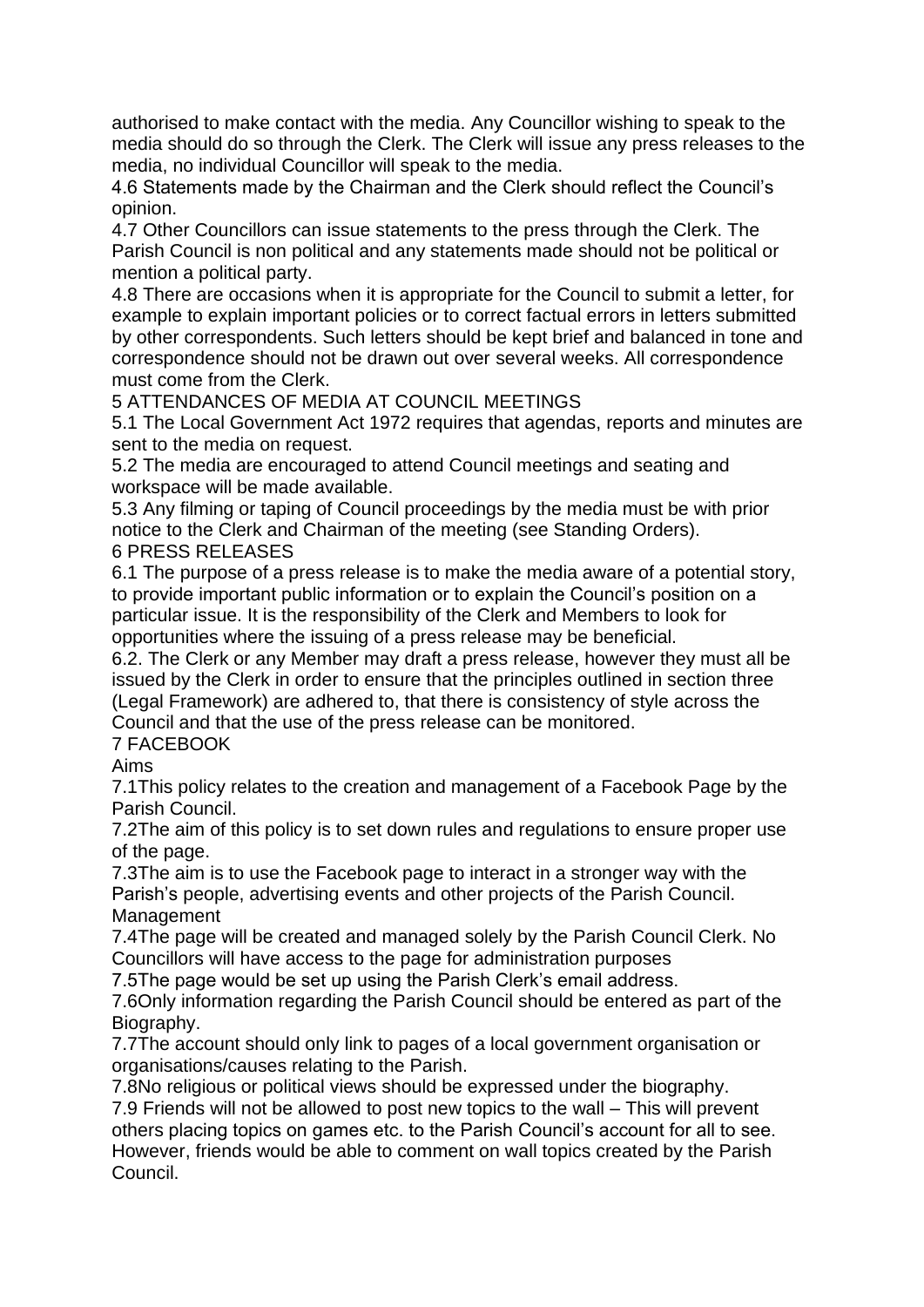authorised to make contact with the media. Any Councillor wishing to speak to the media should do so through the Clerk. The Clerk will issue any press releases to the media, no individual Councillor will speak to the media.

4.6 Statements made by the Chairman and the Clerk should reflect the Council's opinion.

4.7 Other Councillors can issue statements to the press through the Clerk. The Parish Council is non political and any statements made should not be political or mention a political party.

4.8 There are occasions when it is appropriate for the Council to submit a letter, for example to explain important policies or to correct factual errors in letters submitted by other correspondents. Such letters should be kept brief and balanced in tone and correspondence should not be drawn out over several weeks. All correspondence must come from the Clerk.

## 5 ATTENDANCES OF MEDIA AT COUNCIL MEETINGS

5.1 The Local Government Act 1972 requires that agendas, reports and minutes are sent to the media on request.

5.2 The media are encouraged to attend Council meetings and seating and workspace will be made available.

5.3 Any filming or taping of Council proceedings by the media must be with prior notice to the Clerk and Chairman of the meeting (see Standing Orders).

## 6 PRESS RELEASES

6.1 The purpose of a press release is to make the media aware of a potential story, to provide important public information or to explain the Council's position on a particular issue. It is the responsibility of the Clerk and Members to look for opportunities where the issuing of a press release may be beneficial.

6.2. The Clerk or any Member may draft a press release, however they must all be issued by the Clerk in order to ensure that the principles outlined in section three (Legal Framework) are adhered to, that there is consistency of style across the Council and that the use of the press release can be monitored.

## 7 FACEBOOK

### Aims

7.1This policy relates to the creation and management of a Facebook Page by the Parish Council.

7.2The aim of this policy is to set down rules and regulations to ensure proper use of the page.

7.3The aim is to use the Facebook page to interact in a stronger way with the Parish's people, advertising events and other projects of the Parish Council.

### Management

7.4The page will be created and managed solely by the Parish Council Clerk. No Councillors will have access to the page for administration purposes

7.5The page would be set up using the Parish Clerk's email address.

7.6Only information regarding the Parish Council should be entered as part of the Biography.

7.7The account should only link to pages of a local government organisation or organisations/causes relating to the Parish.

7.8No religious or political views should be expressed under the biography.

7.9 Friends will not be allowed to post new topics to the wall – This will prevent others placing topics on games etc. to the Parish Council's account for all to see. However, friends would be able to comment on wall topics created by the Parish Council.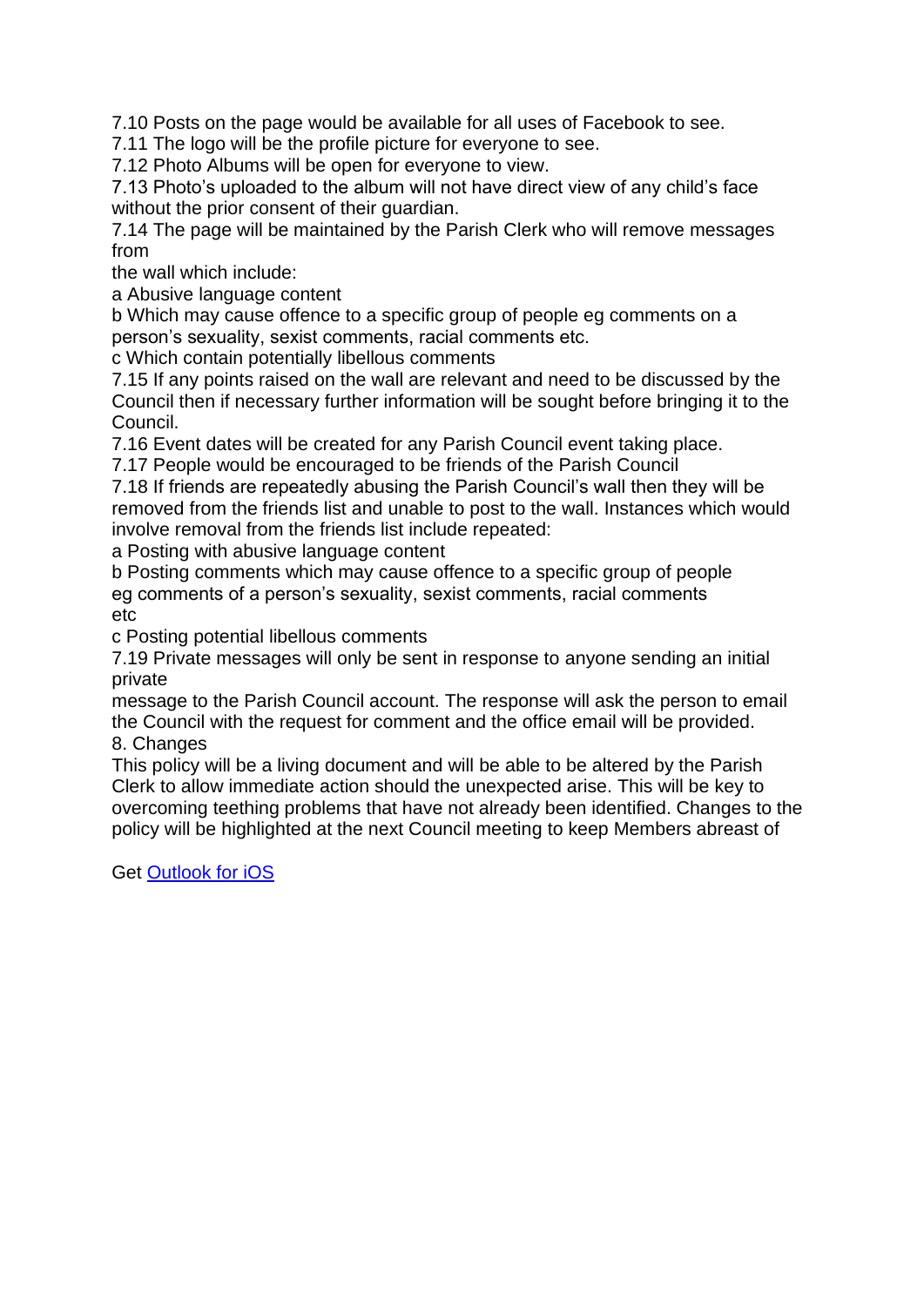7.10 Posts on the page would be available for all uses of Facebook to see.
7.11 The logo will be the profile picture for everyone to see.
7.12 Photo Albums will be open for everyone to view.
7.13 Photo's uploaded to the album will not have direct view of any child's face without the prior consent of their guardian.
7.14 The page will be maintained by the Parish Clerk who will remove messages from
the wall which include:
a Abusive language content
b Which may cause offence to a specific group of people eg comments on a person's sexuality, sexist comments, racial comments etc.
c Which contain potentially libellous comments
7.15 If any points raised on the wall are relevant and need to be discussed by the Council then if necessary further information will be sought before bringing it to the Council.
7.16 Event dates will be created for any Parish Council event taking place.
7.17 People would be encouraged to be friends of the Parish Council
7.18 If friends are repeatedly abusing the Parish Council's wall then they will be removed from the friends list and unable to post to the wall. Instances which would involve removal from the friends list include repeated:
a Posting with abusive language content
b Posting comments which may cause offence to a specific group of people eg comments of a person's sexuality, sexist comments, racial comments etc
c Posting potential libellous comments
7.19 Private messages will only be sent in response to anyone sending an initial private
message to the Parish Council account. The response will ask the person to email the Council with the request for comment and the office email will be provided.
8. Changes
This policy will be a living document and will be able to be altered by the Parish Clerk to allow immediate action should the unexpected arise. This will be key to overcoming teething problems that have not already been identified. Changes to the policy will be highlighted at the next Council meeting to keep Members abreast of

Get [Outlook for iOS]